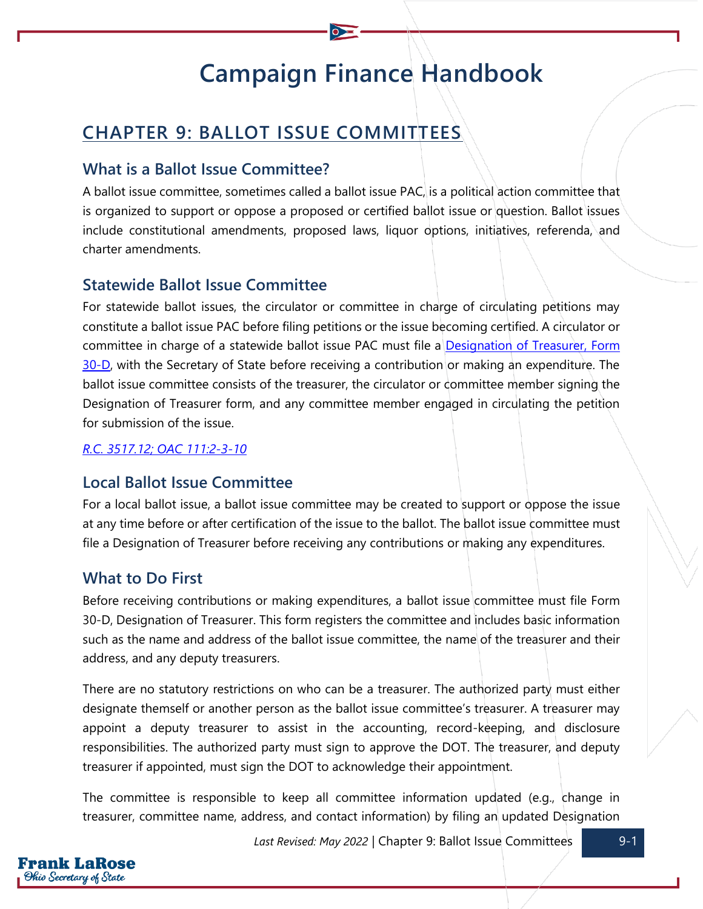# Campaign Finance Handbook

## CHAPTER 9: BALLOT ISSUE COMMITTEES

### What is a Ballot Issue Committee?

A ballot issue committee, sometimes called a ballot issue PAC, is a political action committee that is organized to support or oppose a proposed or certified ballot issue or question. Ballot issues include constitutional amendments, proposed laws, liquor options, initiatives, referenda, and charter amendments.

### Statewide Ballot Issue Committee

For statewide ballot issues, the circulator or committee in charge of circulating petitions may constitute a ballot issue PAC before filing petitions or the issue becoming certified. A circulator or committee in charge of a statewide ballot issue PAC must file a [Designation of Treasurer, Form 30-D](), with the Secretary of State before receiving a contribution or making an expenditure. The ballot issue committee consists of the treasurer, the circulator or committee member signing the Designation of Treasurer form, and any committee member engaged in circulating the petition for submission of the issue.

*[R.C. 3517.12; OAC 111:2-3-10]()*

### Local Ballot Issue Committee

For a local ballot issue, a ballot issue committee may be created to support or oppose the issue at any time before or after certification of the issue to the ballot. The ballot issue committee must file a Designation of Treasurer before receiving any contributions or making any expenditures.

### What to Do First

Before receiving contributions or making expenditures, a ballot issue committee must file Form 30-D, Designation of Treasurer. This form registers the committee and includes basic information such as the name and address of the ballot issue committee, the name of the treasurer and their address, and any deputy treasurers.

There are no statutory restrictions on who can be a treasurer. The authorized party must either designate themself or another person as the ballot issue committee's treasurer. A treasurer may appoint a deputy treasurer to assist in the accounting, record-keeping, and disclosure responsibilities. The authorized party must sign to approve the DOT. The treasurer, and deputy treasurer if appointed, must sign the DOT to acknowledge their appointment.

The committee is responsible to keep all committee information updated (e.g., change in treasurer, committee name, address, and contact information) by filing an updated Designation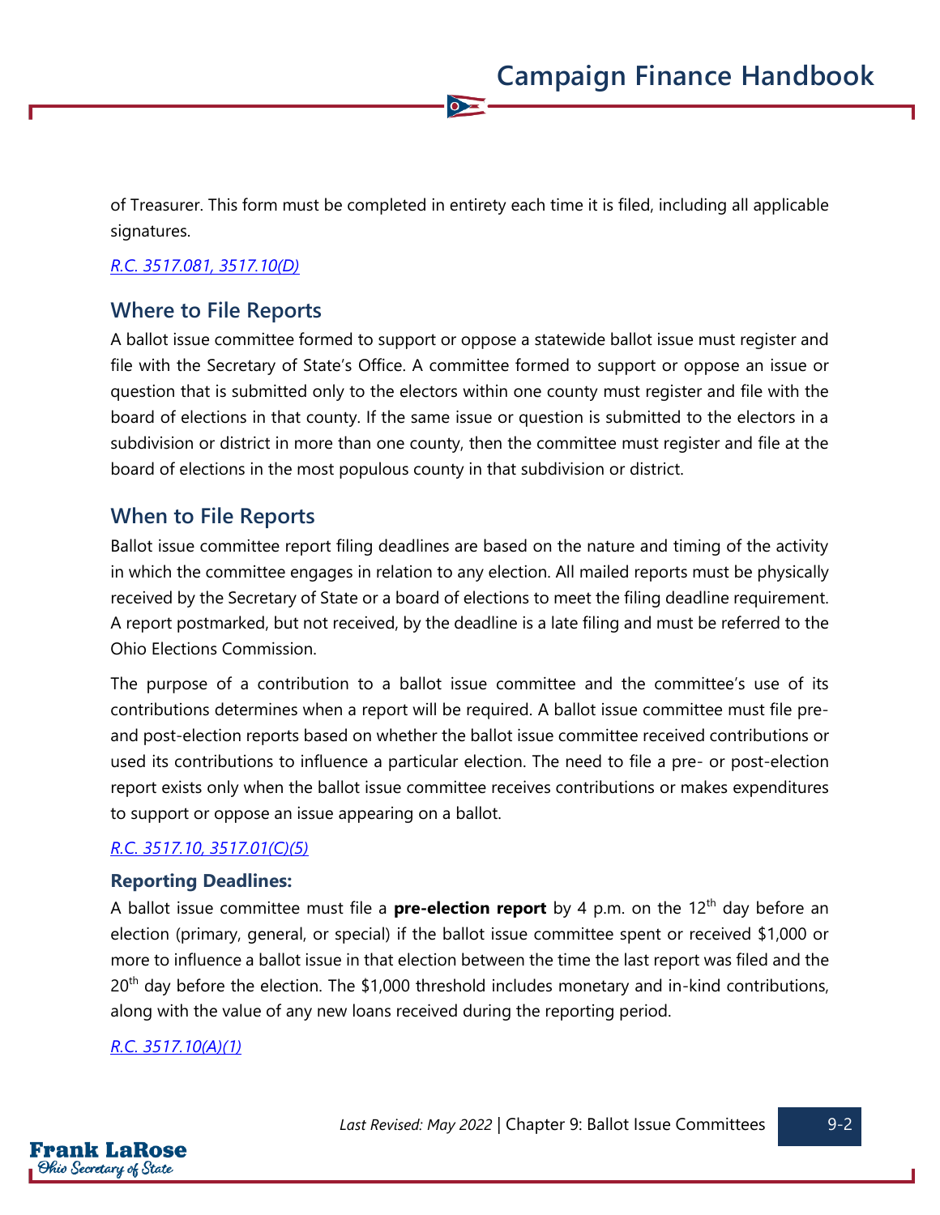of Treasurer. This form must be completed in entirety each time it is filed, including all applicable signatures.

*R.C. 3517.081, 3517.10(D)*

## Where to File Reports

A ballot issue committee formed to support or oppose a statewide ballot issue must register and file with the Secretary of State's Office. A committee formed to support or oppose an issue or question that is submitted only to the electors within one county must register and file with the board of elections in that county. If the same issue or question is submitted to the electors in a subdivision or district in more than one county, then the committee must register and file at the board of elections in the most populous county in that subdivision or district.

## When to File Reports

Ballot issue committee report filing deadlines are based on the nature and timing of the activity in which the committee engages in relation to any election. All mailed reports must be physically received by the Secretary of State or a board of elections to meet the filing deadline requirement. A report postmarked, but not received, by the deadline is a late filing and must be referred to the Ohio Elections Commission.

The purpose of a contribution to a ballot issue committee and the committee's use of its contributions determines when a report will be required. A ballot issue committee must file pre- and post-election reports based on whether the ballot issue committee received contributions or used its contributions to influence a particular election. The need to file a pre- or post-election report exists only when the ballot issue committee receives contributions or makes expenditures to support or oppose an issue appearing on a ballot.

*R.C. 3517.10, 3517.01(C)(5)*

### Reporting Deadlines:

A ballot issue committee must file a **pre-election report** by 4 p.m. on the 12th day before an election (primary, general, or special) if the ballot issue committee spent or received $1,000 or more to influence a ballot issue in that election between the time the last report was filed and the 20th day before the election. The $1,000 threshold includes monetary and in-kind contributions, along with the value of any new loans received during the reporting period.

*R.C. 3517.10(A)(1)*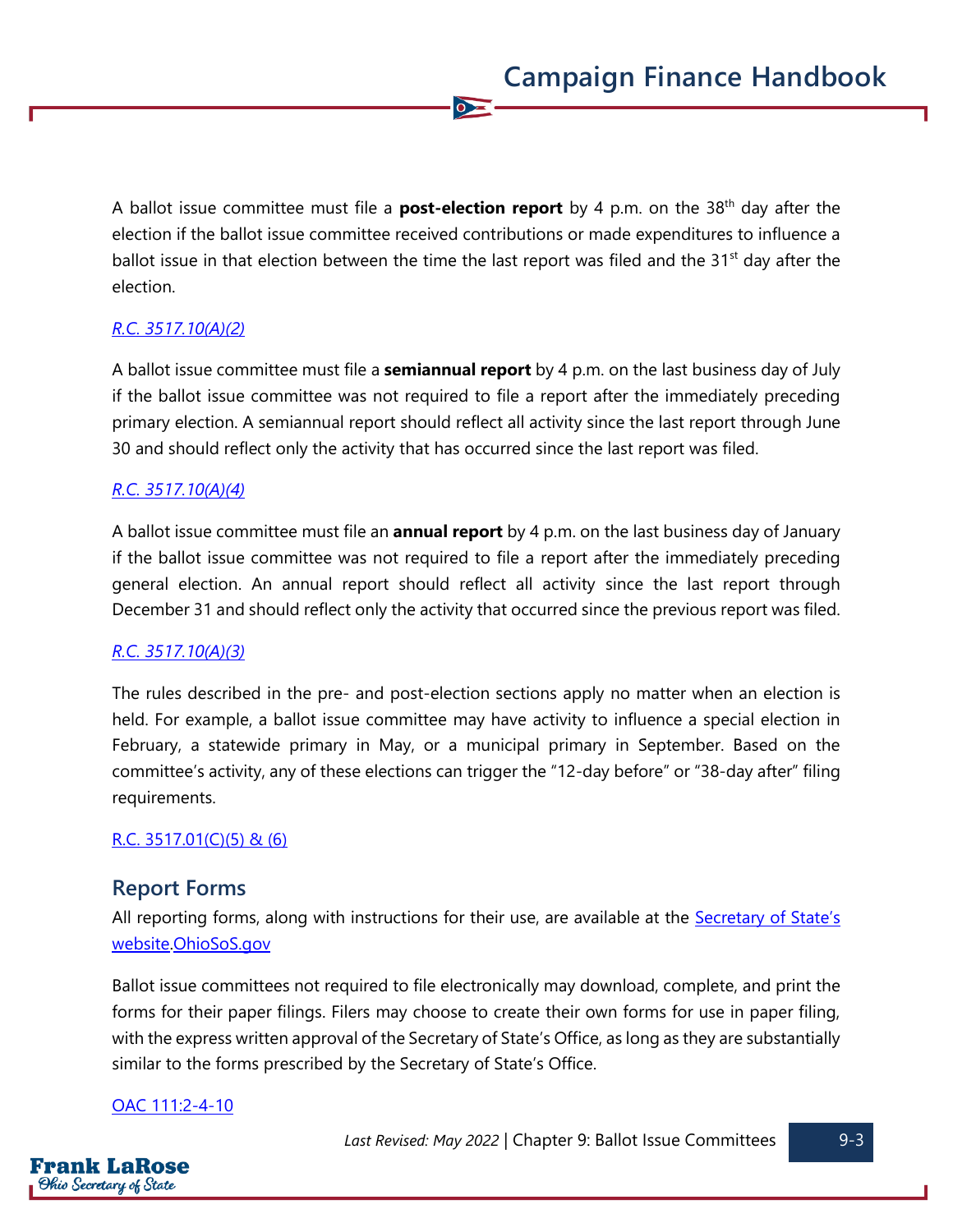A ballot issue committee must file a **post-election report** by 4 p.m. on the 38th day after the election if the ballot issue committee received contributions or made expenditures to influence a ballot issue in that election between the time the last report was filed and the 31st day after the election.

[R.C. 3517.10(A)(2)](#)

A ballot issue committee must file a **semiannual report** by 4 p.m. on the last business day of July if the ballot issue committee was not required to file a report after the immediately preceding primary election. A semiannual report should reflect all activity since the last report through June 30 and should reflect only the activity that has occurred since the last report was filed.

[R.C. 3517.10(A)(4)](#)

A ballot issue committee must file an **annual report** by 4 p.m. on the last business day of January if the ballot issue committee was not required to file a report after the immediately preceding general election. An annual report should reflect all activity since the last report through December 31 and should reflect only the activity that occurred since the previous report was filed.

[R.C. 3517.10(A)(3)](#)

The rules described in the pre- and post-election sections apply no matter when an election is held. For example, a ballot issue committee may have activity to influence a special election in February, a statewide primary in May, or a municipal primary in September. Based on the committee's activity, any of these elections can trigger the "12-day before" or "38-day after" filing requirements.

[R.C. 3517.01(C)(5) & (6)](#)

## Report Forms

All reporting forms, along with instructions for their use, are available at the [Secretary of State's website](#).[OhioSoS.gov](#)

Ballot issue committees not required to file electronically may download, complete, and print the forms for their paper filings. Filers may choose to create their own forms for use in paper filing, with the express written approval of the Secretary of State's Office, as long as they are substantially similar to the forms prescribed by the Secretary of State's Office.

[OAC 111:2-4-10](#)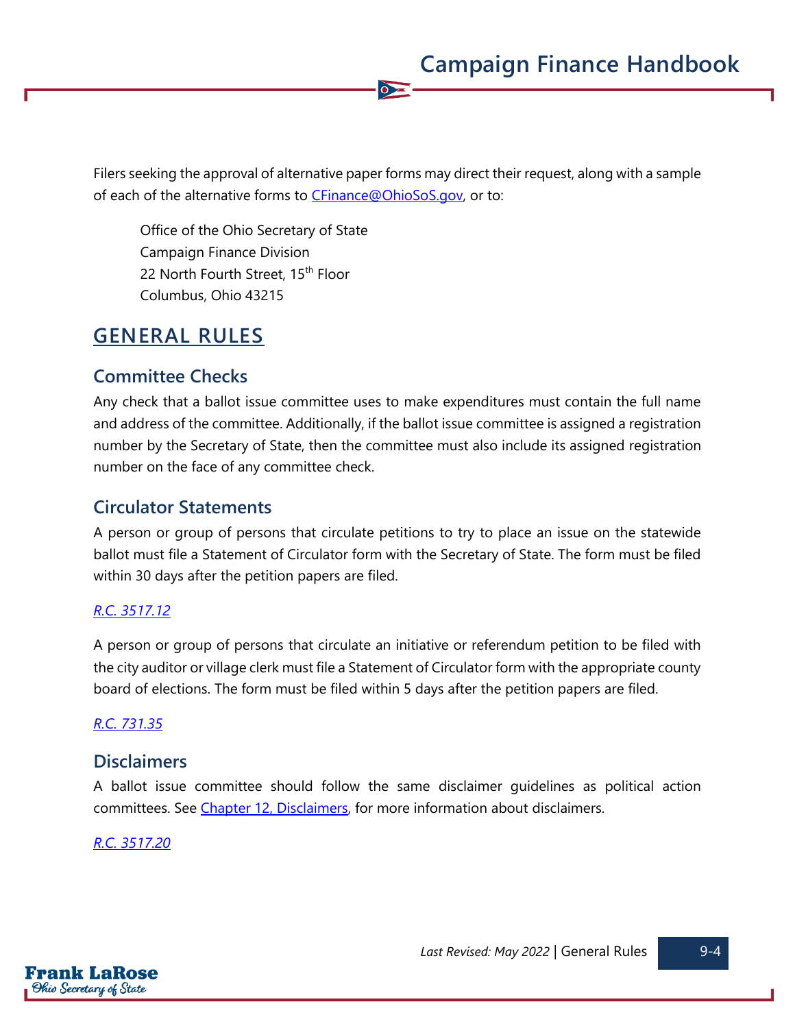Filers seeking the approval of alternative paper forms may direct their request, along with a sample of each of the alternative forms to [CFinance@OhioSoS.gov](mailto:CFinance@OhioSoS.gov), or to:

> Office of the Ohio Secretary of State
> Campaign Finance Division
> 22 North Fourth Street, 15th Floor
> Columbus, Ohio 43215

## GENERAL RULES

### Committee Checks

Any check that a ballot issue committee uses to make expenditures must contain the full name and address of the committee. Additionally, if the ballot issue committee is assigned a registration number by the Secretary of State, then the committee must also include its assigned registration number on the face of any committee check.

### Circulator Statements

A person or group of persons that circulate petitions to try to place an issue on the statewide ballot must file a Statement of Circulator form with the Secretary of State. The form must be filed within 30 days after the petition papers are filed.

*R.C. 3517.12*

A person or group of persons that circulate an initiative or referendum petition to be filed with the city auditor or village clerk must file a Statement of Circulator form with the appropriate county board of elections. The form must be filed within 5 days after the petition papers are filed.

*R.C. 731.35*

### Disclaimers

A ballot issue committee should follow the same disclaimer guidelines as political action committees. See Chapter 12, Disclaimers, for more information about disclaimers.

*R.C. 3517.20*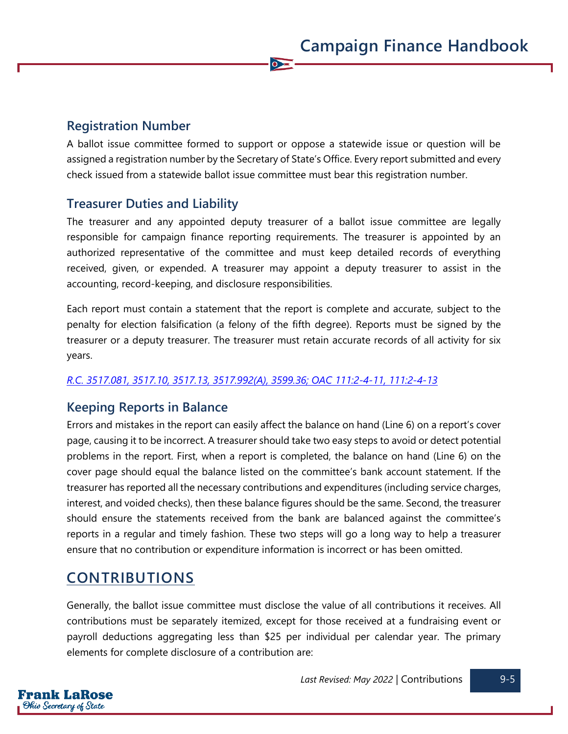### Registration Number

A ballot issue committee formed to support or oppose a statewide issue or question will be assigned a registration number by the Secretary of State's Office. Every report submitted and every check issued from a statewide ballot issue committee must bear this registration number.

### Treasurer Duties and Liability

The treasurer and any appointed deputy treasurer of a ballot issue committee are legally responsible for campaign finance reporting requirements. The treasurer is appointed by an authorized representative of the committee and must keep detailed records of everything received, given, or expended. A treasurer may appoint a deputy treasurer to assist in the accounting, record-keeping, and disclosure responsibilities.

Each report must contain a statement that the report is complete and accurate, subject to the penalty for election falsification (a felony of the fifth degree). Reports must be signed by the treasurer or a deputy treasurer. The treasurer must retain accurate records of all activity for six years.

*R.C. 3517.081, 3517.10, 3517.13, 3517.992(A), 3599.36; OAC 111:2-4-11, 111:2-4-13*

### Keeping Reports in Balance

Errors and mistakes in the report can easily affect the balance on hand (Line 6) on a report's cover page, causing it to be incorrect. A treasurer should take two easy steps to avoid or detect potential problems in the report. First, when a report is completed, the balance on hand (Line 6) on the cover page should equal the balance listed on the committee's bank account statement. If the treasurer has reported all the necessary contributions and expenditures (including service charges, interest, and voided checks), then these balance figures should be the same. Second, the treasurer should ensure the statements received from the bank are balanced against the committee's reports in a regular and timely fashion. These two steps will go a long way to help a treasurer ensure that no contribution or expenditure information is incorrect or has been omitted.

## CONTRIBUTIONS

Generally, the ballot issue committee must disclose the value of all contributions it receives. All contributions must be separately itemized, except for those received at a fundraising event or payroll deductions aggregating less than $25 per individual per calendar year. The primary elements for complete disclosure of a contribution are: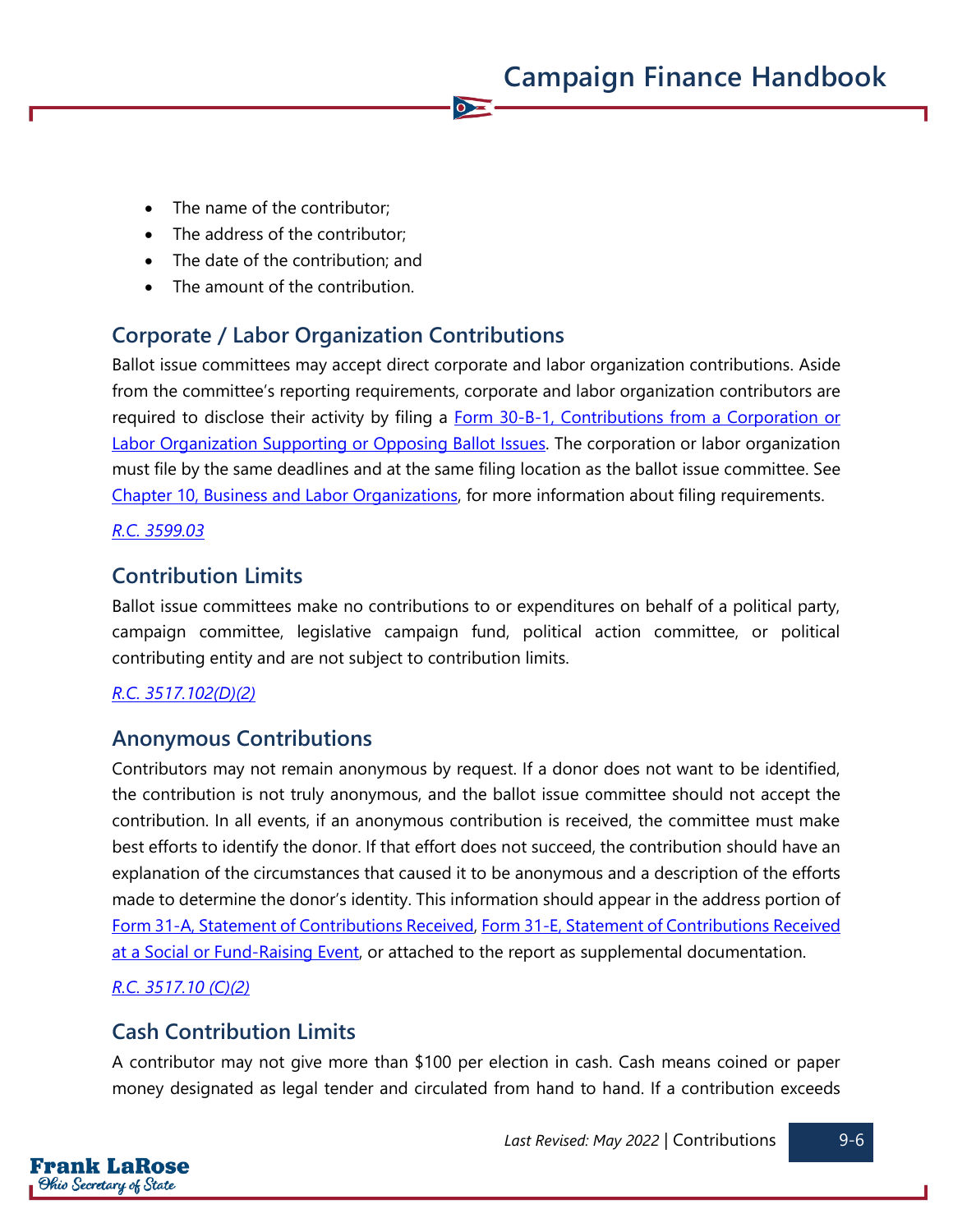- The name of the contributor;
- The address of the contributor;
- The date of the contribution; and
- The amount of the contribution.

## Corporate / Labor Organization Contributions

Ballot issue committees may accept direct corporate and labor organization contributions. Aside from the committee's reporting requirements, corporate and labor organization contributors are required to disclose their activity by filing a [Form 30-B-1, Contributions from a Corporation or Labor Organization Supporting or Opposing Ballot Issues](). The corporation or labor organization must file by the same deadlines and at the same filing location as the ballot issue committee. See [Chapter 10, Business and Labor Organizations](), for more information about filing requirements.

*R.C. 3599.03*

## Contribution Limits

Ballot issue committees make no contributions to or expenditures on behalf of a political party, campaign committee, legislative campaign fund, political action committee, or political contributing entity and are not subject to contribution limits.

*R.C. 3517.102(D)(2)*

## Anonymous Contributions

Contributors may not remain anonymous by request. If a donor does not want to be identified, the contribution is not truly anonymous, and the ballot issue committee should not accept the contribution. In all events, if an anonymous contribution is received, the committee must make best efforts to identify the donor. If that effort does not succeed, the contribution should have an explanation of the circumstances that caused it to be anonymous and a description of the efforts made to determine the donor's identity. This information should appear in the address portion of Form 31-A, Statement of Contributions Received, Form 31-E, Statement of Contributions Received at a Social or Fund-Raising Event, or attached to the report as supplemental documentation.

*R.C. 3517.10 (C)(2)*

## Cash Contribution Limits

A contributor may not give more than $100 per election in cash. Cash means coined or paper money designated as legal tender and circulated from hand to hand. If a contribution exceeds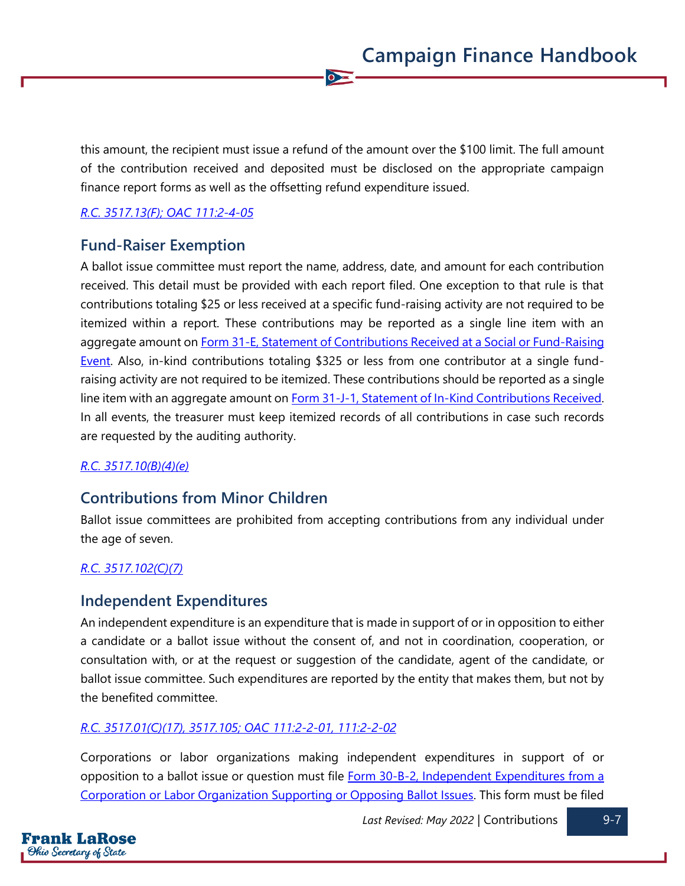this amount, the recipient must issue a refund of the amount over the $100 limit. The full amount of the contribution received and deposited must be disclosed on the appropriate campaign finance report forms as well as the offsetting refund expenditure issued.

*R.C. 3517.13(F); OAC 111:2-4-05*

## Fund-Raiser Exemption

A ballot issue committee must report the name, address, date, and amount for each contribution received. This detail must be provided with each report filed. One exception to that rule is that contributions totaling $25 or less received at a specific fund-raising activity are not required to be itemized within a report. These contributions may be reported as a single line item with an aggregate amount on Form 31-E, Statement of Contributions Received at a Social or Fund-Raising Event. Also, in-kind contributions totaling $325 or less from one contributor at a single fund-raising activity are not required to be itemized. These contributions should be reported as a single line item with an aggregate amount on Form 31-J-1, Statement of In-Kind Contributions Received. In all events, the treasurer must keep itemized records of all contributions in case such records are requested by the auditing authority.

*R.C. 3517.10(B)(4)(e)*

## Contributions from Minor Children

Ballot issue committees are prohibited from accepting contributions from any individual under the age of seven.

*R.C. 3517.102(C)(7)*

## Independent Expenditures

An independent expenditure is an expenditure that is made in support of or in opposition to either a candidate or a ballot issue without the consent of, and not in coordination, cooperation, or consultation with, or at the request or suggestion of the candidate, agent of the candidate, or ballot issue committee. Such expenditures are reported by the entity that makes them, but not by the benefited committee.

*R.C. 3517.01(C)(17), 3517.105; OAC 111:2-2-01, 111:2-2-02*

Corporations or labor organizations making independent expenditures in support of or opposition to a ballot issue or question must file Form 30-B-2, Independent Expenditures from a Corporation or Labor Organization Supporting or Opposing Ballot Issues. This form must be filed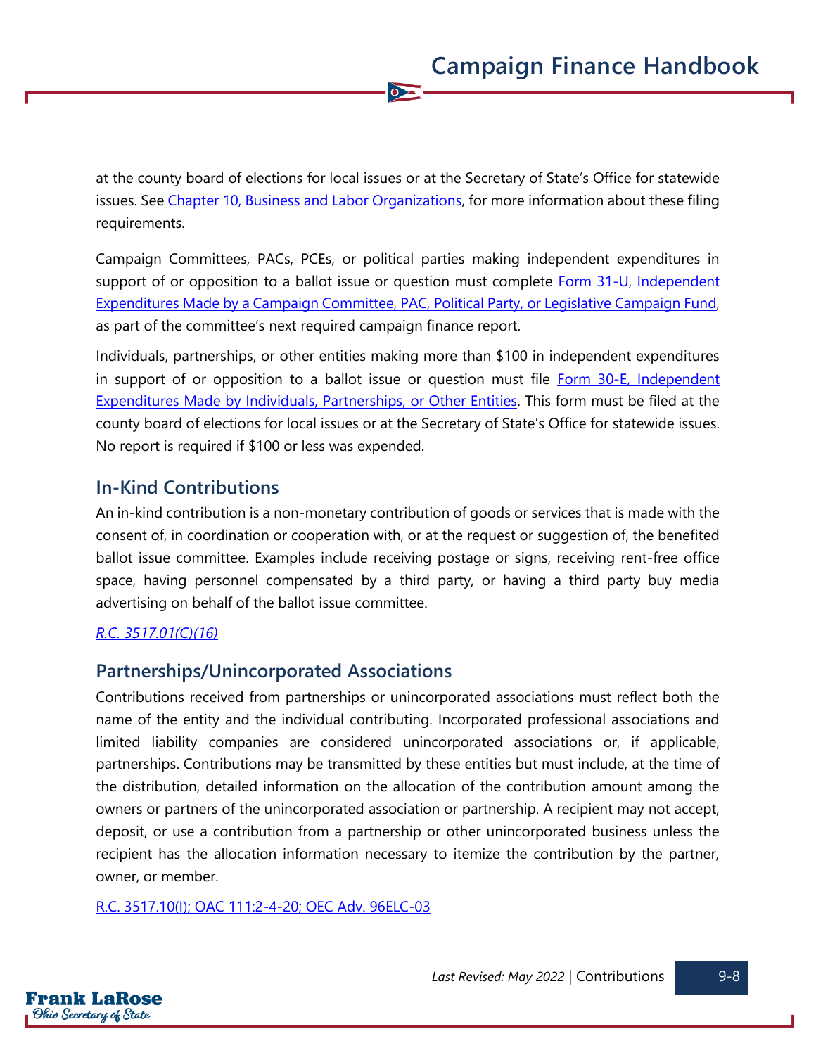at the county board of elections for local issues or at the Secretary of State's Office for statewide issues. See [Chapter 10, Business and Labor Organizations](), for more information about these filing requirements.

Campaign Committees, PACs, PCEs, or political parties making independent expenditures in support of or opposition to a ballot issue or question must complete [Form 31-U, Independent Expenditures Made by a Campaign Committee, PAC, Political Party, or Legislative Campaign Fund](), as part of the committee's next required campaign finance report.

Individuals, partnerships, or other entities making more than $100 in independent expenditures in support of or opposition to a ballot issue or question must file [Form 30-E, Independent Expenditures Made by Individuals, Partnerships, or Other Entities](). This form must be filed at the county board of elections for local issues or at the Secretary of State's Office for statewide issues. No report is required if $100 or less was expended.

## In-Kind Contributions

An in-kind contribution is a non-monetary contribution of goods or services that is made with the consent of, in coordination or cooperation with, or at the request or suggestion of, the benefited ballot issue committee. Examples include receiving postage or signs, receiving rent-free office space, having personnel compensated by a third party, or having a third party buy media advertising on behalf of the ballot issue committee.

*[R.C. 3517.01(C)(16)]()*

## Partnerships/Unincorporated Associations

Contributions received from partnerships or unincorporated associations must reflect both the name of the entity and the individual contributing. Incorporated professional associations and limited liability companies are considered unincorporated associations or, if applicable, partnerships. Contributions may be transmitted by these entities but must include, at the time of the distribution, detailed information on the allocation of the contribution amount among the owners or partners of the unincorporated association or partnership. A recipient may not accept, deposit, or use a contribution from a partnership or other unincorporated business unless the recipient has the allocation information necessary to itemize the contribution by the partner, owner, or member.

[R.C. 3517.10(I); OAC 111:2-4-20; OEC Adv. 96ELC-03]()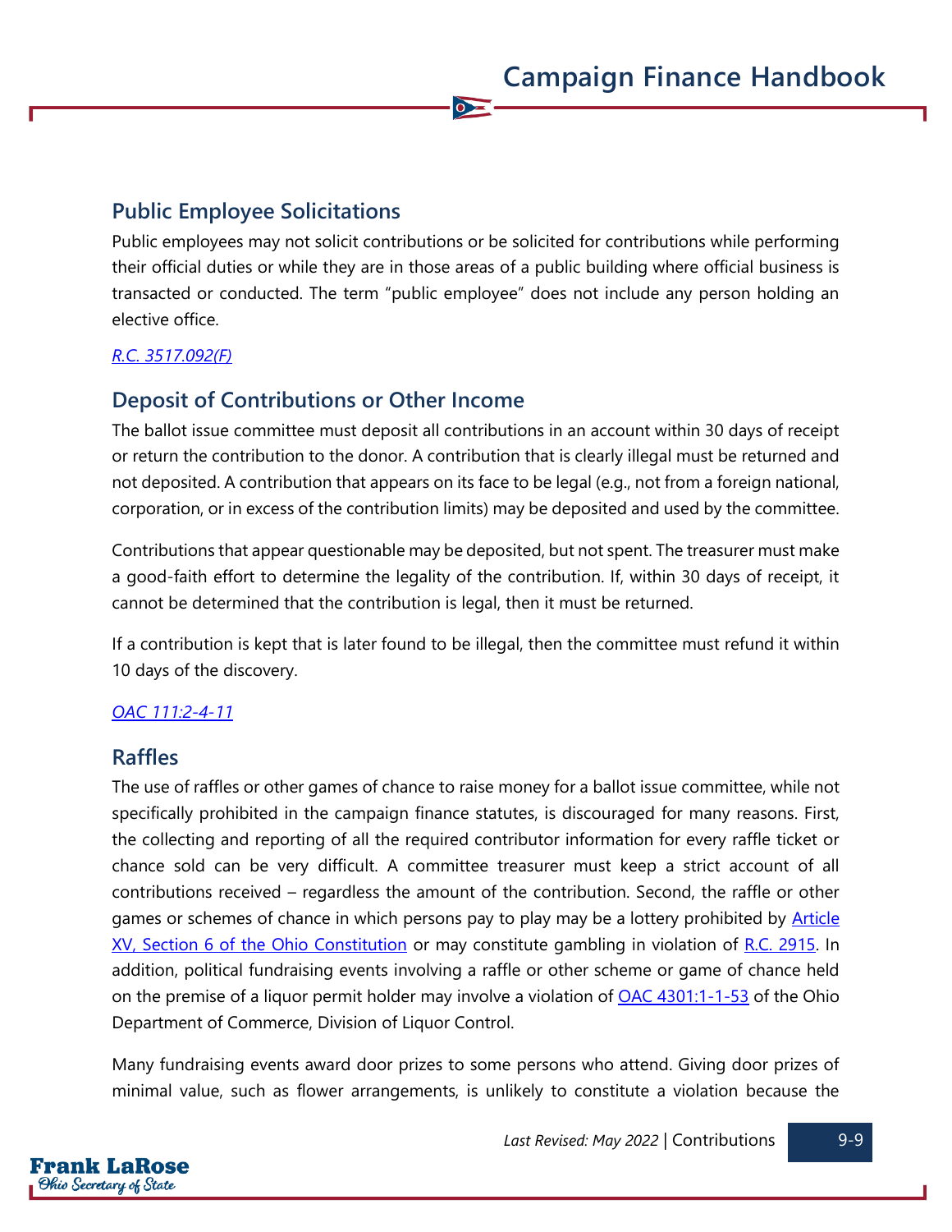## Public Employee Solicitations

Public employees may not solicit contributions or be solicited for contributions while performing their official duties or while they are in those areas of a public building where official business is transacted or conducted. The term "public employee" does not include any person holding an elective office.

*R.C. 3517.092(F)*

## Deposit of Contributions or Other Income

The ballot issue committee must deposit all contributions in an account within 30 days of receipt or return the contribution to the donor. A contribution that is clearly illegal must be returned and not deposited. A contribution that appears on its face to be legal (e.g., not from a foreign national, corporation, or in excess of the contribution limits) may be deposited and used by the committee.

Contributions that appear questionable may be deposited, but not spent. The treasurer must make a good-faith effort to determine the legality of the contribution. If, within 30 days of receipt, it cannot be determined that the contribution is legal, then it must be returned.

If a contribution is kept that is later found to be illegal, then the committee must refund it within 10 days of the discovery.

*OAC 111:2-4-11*

## Raffles

The use of raffles or other games of chance to raise money for a ballot issue committee, while not specifically prohibited in the campaign finance statutes, is discouraged for many reasons. First, the collecting and reporting of all the required contributor information for every raffle ticket or chance sold can be very difficult. A committee treasurer must keep a strict account of all contributions received – regardless the amount of the contribution. Second, the raffle or other games or schemes of chance in which persons pay to play may be a lottery prohibited by Article XV, Section 6 of the Ohio Constitution or may constitute gambling in violation of R.C. 2915. In addition, political fundraising events involving a raffle or other scheme or game of chance held on the premise of a liquor permit holder may involve a violation of OAC 4301:1-1-53 of the Ohio Department of Commerce, Division of Liquor Control.

Many fundraising events award door prizes to some persons who attend. Giving door prizes of minimal value, such as flower arrangements, is unlikely to constitute a violation because the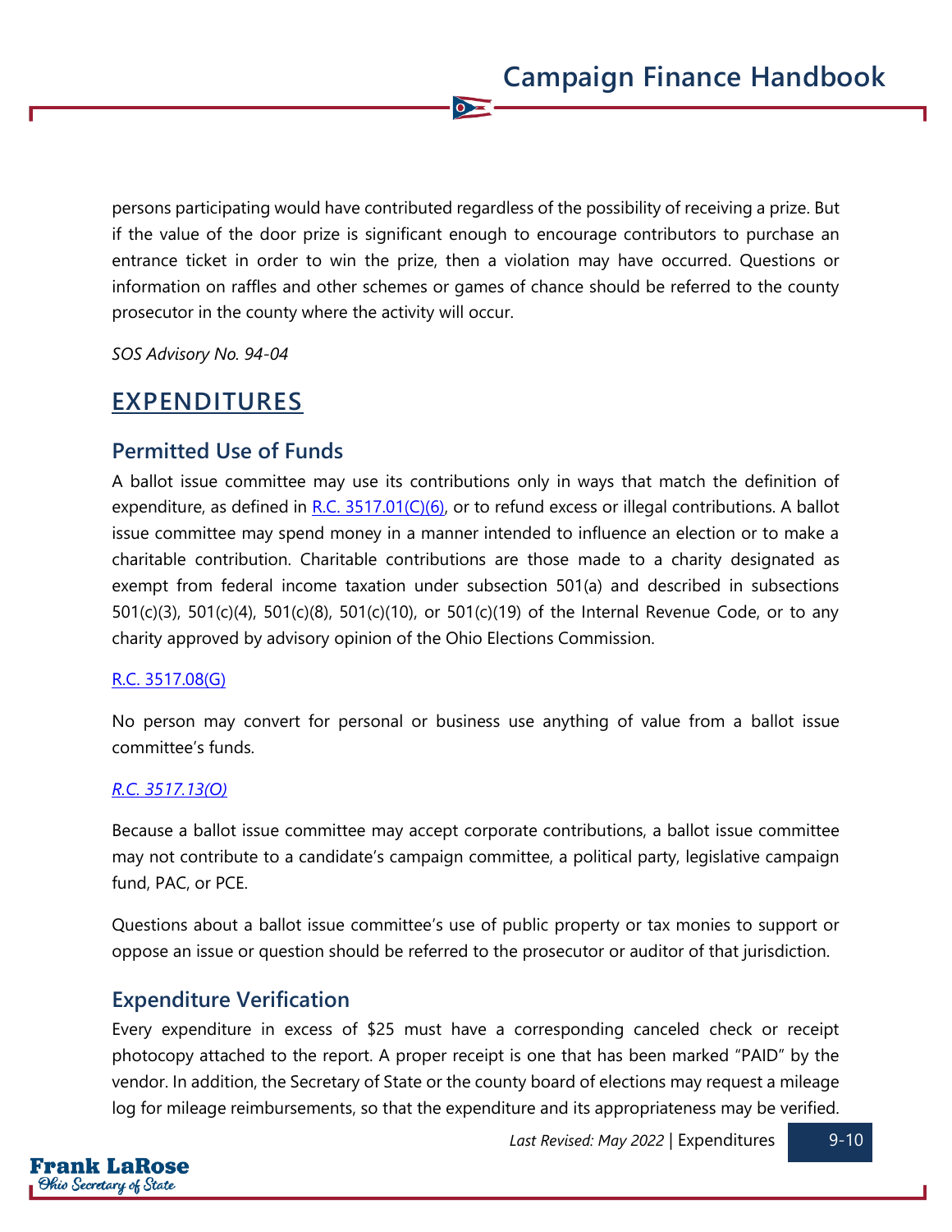persons participating would have contributed regardless of the possibility of receiving a prize. But if the value of the door prize is significant enough to encourage contributors to purchase an entrance ticket in order to win the prize, then a violation may have occurred. Questions or information on raffles and other schemes or games of chance should be referred to the county prosecutor in the county where the activity will occur.

*SOS Advisory No. 94-04*

## EXPENDITURES

### Permitted Use of Funds

A ballot issue committee may use its contributions only in ways that match the definition of expenditure, as defined in R.C. 3517.01(C)(6), or to refund excess or illegal contributions. A ballot issue committee may spend money in a manner intended to influence an election or to make a charitable contribution. Charitable contributions are those made to a charity designated as exempt from federal income taxation under subsection 501(a) and described in subsections 501(c)(3), 501(c)(4), 501(c)(8), 501(c)(10), or 501(c)(19) of the Internal Revenue Code, or to any charity approved by advisory opinion of the Ohio Elections Commission.

R.C. 3517.08(G)

No person may convert for personal or business use anything of value from a ballot issue committee's funds.

*R.C. 3517.13(O)*

Because a ballot issue committee may accept corporate contributions, a ballot issue committee may not contribute to a candidate's campaign committee, a political party, legislative campaign fund, PAC, or PCE.

Questions about a ballot issue committee's use of public property or tax monies to support or oppose an issue or question should be referred to the prosecutor or auditor of that jurisdiction.

### Expenditure Verification

Every expenditure in excess of $25 must have a corresponding canceled check or receipt photocopy attached to the report. A proper receipt is one that has been marked "PAID" by the vendor. In addition, the Secretary of State or the county board of elections may request a mileage log for mileage reimbursements, so that the expenditure and its appropriateness may be verified.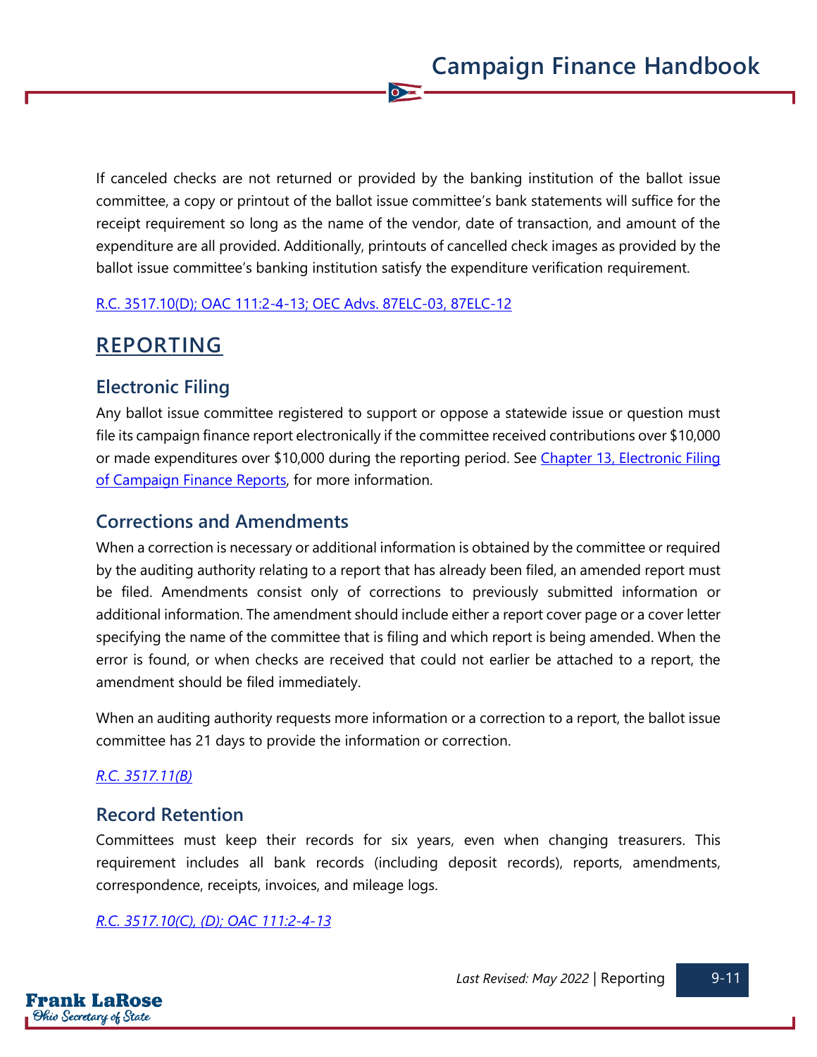If canceled checks are not returned or provided by the banking institution of the ballot issue committee, a copy or printout of the ballot issue committee's bank statements will suffice for the receipt requirement so long as the name of the vendor, date of transaction, and amount of the expenditure are all provided. Additionally, printouts of cancelled check images as provided by the ballot issue committee's banking institution satisfy the expenditure verification requirement.

R.C. 3517.10(D); OAC 111:2-4-13; OEC Advs. 87ELC-03, 87ELC-12

## REPORTING

### Electronic Filing

Any ballot issue committee registered to support or oppose a statewide issue or question must file its campaign finance report electronically if the committee received contributions over $10,000 or made expenditures over $10,000 during the reporting period. See Chapter 13, Electronic Filing of Campaign Finance Reports, for more information.

### Corrections and Amendments

When a correction is necessary or additional information is obtained by the committee or required by the auditing authority relating to a report that has already been filed, an amended report must be filed. Amendments consist only of corrections to previously submitted information or additional information. The amendment should include either a report cover page or a cover letter specifying the name of the committee that is filing and which report is being amended. When the error is found, or when checks are received that could not earlier be attached to a report, the amendment should be filed immediately.

When an auditing authority requests more information or a correction to a report, the ballot issue committee has 21 days to provide the information or correction.

*R.C. 3517.11(B)*

### Record Retention

Committees must keep their records for six years, even when changing treasurers. This requirement includes all bank records (including deposit records), reports, amendments, correspondence, receipts, invoices, and mileage logs.

*R.C. 3517.10(C), (D); OAC 111:2-4-13*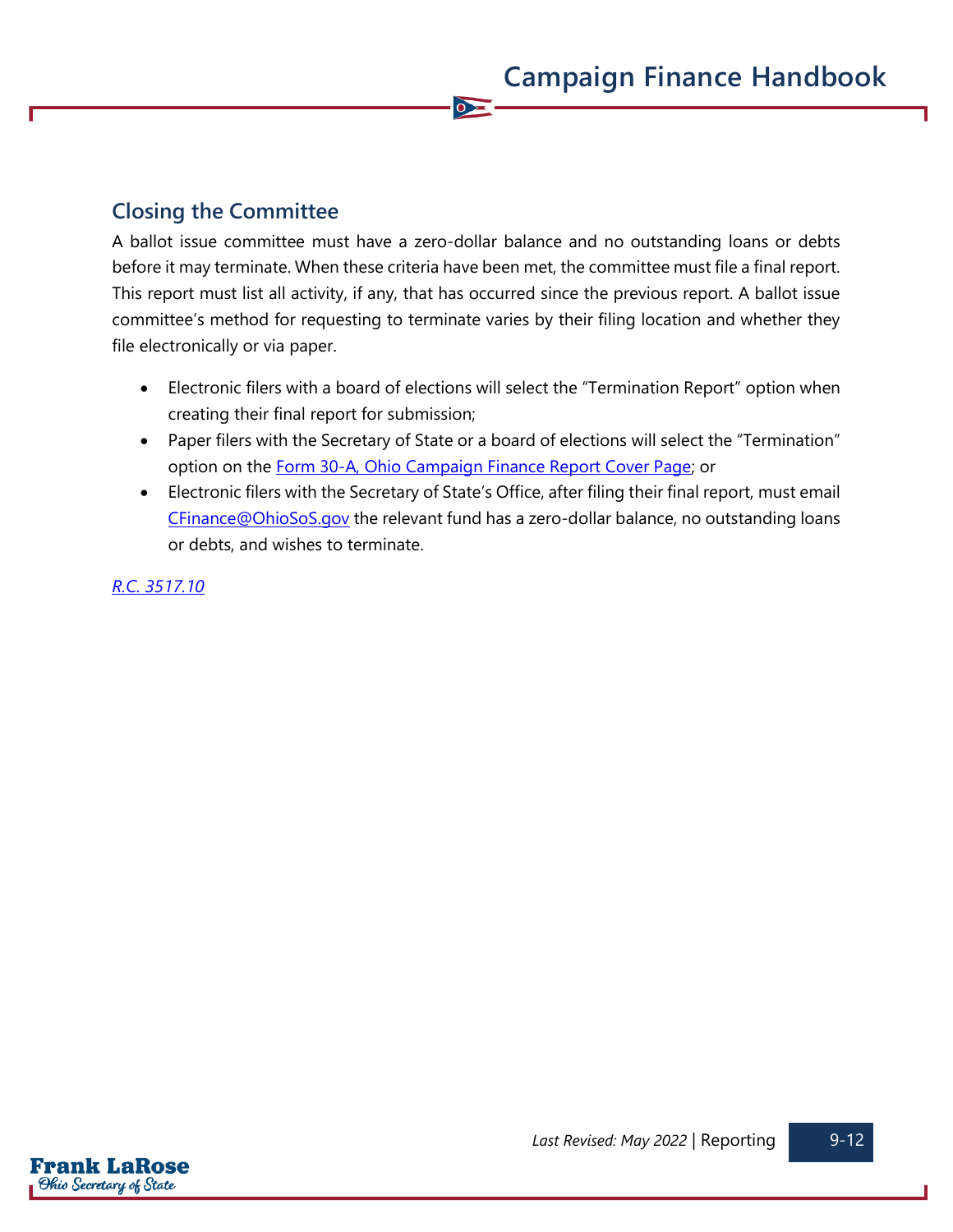## Closing the Committee

A ballot issue committee must have a zero-dollar balance and no outstanding loans or debts before it may terminate. When these criteria have been met, the committee must file a final report. This report must list all activity, if any, that has occurred since the previous report. A ballot issue committee's method for requesting to terminate varies by their filing location and whether they file electronically or via paper.

- Electronic filers with a board of elections will select the "Termination Report" option when creating their final report for submission;
- Paper filers with the Secretary of State or a board of elections will select the "Termination" option on the Form 30-A, Ohio Campaign Finance Report Cover Page; or
- Electronic filers with the Secretary of State's Office, after filing their final report, must email CFinance@OhioSoS.gov the relevant fund has a zero-dollar balance, no outstanding loans or debts, and wishes to terminate.

*R.C. 3517.10*